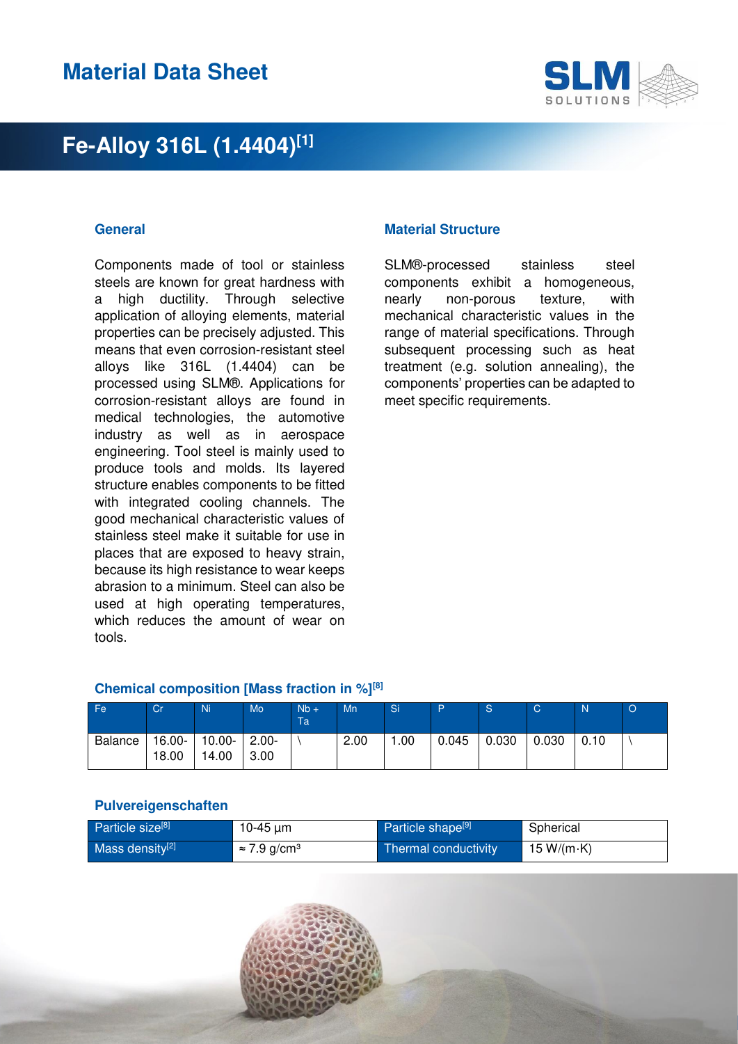# Material Data Sheet

## Fe-Alloy 316L (1.4404)[1]

### General

Components made of tool or stainless steels are known for great hardness with a high ductility. Through selective application of alloying elements, material properties can be precisely adjusted. This means that even corrosion-resistant steel alloys like 316L (1.4404) can be processed using SLM®. Applications for corrosion-resistant alloys are found in medical technologies, the automotive industry as well as in aerospace engineering. Tool steel is mainly used to produce tools and molds. Its layered structure enables components to be fitted with integrated cooling channels. The good mechanical characteristic values of stainless steel make it suitable for use in places that are exposed to heavy strain, because its high resistance to wear keeps abrasion to a minimum. Steel can also be used at high operating temperatures, which reduces the amount of wear on tools.

### Material Structure

SLM®-processed stainless steel components exhibit a homogeneous, nearly non-porous texture, with mechanical characteristic values in the range of material specifications. Through subsequent processing such as heat treatment (e.g. solution annealing), the components' properties can be adapted to meet specific requirements.

### Chemical composition [Mass fraction in %][8]

| Fe | Cr | Ni | Mo | Nb + Ta | Mn | Si | P | S | C | N | O |
|---|---|---|---|---|---|---|---|---|---|---|---|
| Balance | 16.00-18.00 | 10.00-14.00 | 2.00-3.00 | \ | 2.00 | 1.00 | 0.045 | 0.030 | 0.030 | 0.10 | \ |

### Pulvereigenschaften

| Particle size[8] | 10-45 µm | Particle shape[9] | Spherical |
|---|---|---|---|
| Mass density[2] | ≈ 7.9 g/cm³ | Thermal conductivity | 15 W/(m·K) |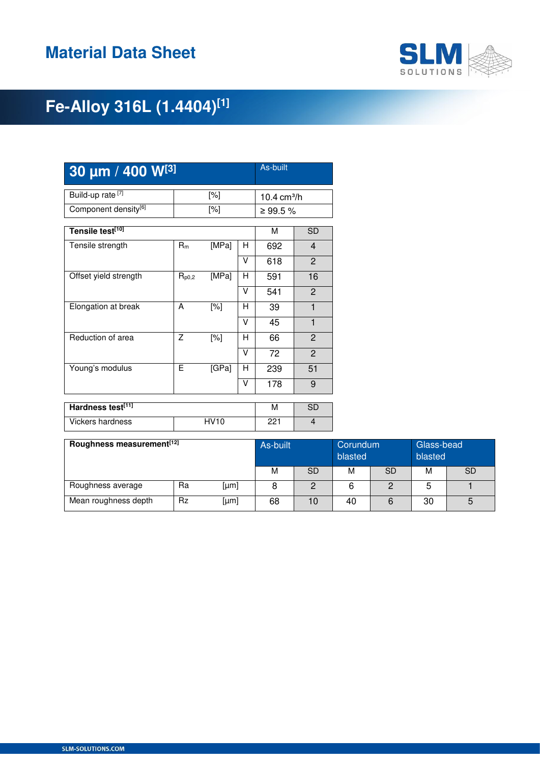# Material Data Sheet

## Fe-Alloy 316L (1.4404)[1]

| 30 µm / 400 W[3] | | As-built |
|---|---|---|
| Build-up rate [7] | [%] | 10.4 cm³/h |
| Component density[6] | [%] | ≥ 99.5 % |

| Tensile test[10] | | | | M | SD |
|---|---|---|---|---|---|
| Tensile strength | $R_m$ | [MPa] | H | 692 | 4 |
| | | | V | 618 | 2 |
| Offset yield strength | $R_{p0,2}$ | [MPa] | H | 591 | 16 |
| | | | V | 541 | 2 |
| Elongation at break | A | [%] | H | 39 | 1 |
| | | | V | 45 | 1 |
| Reduction of area | Z | [%] | H | 66 | 2 |
| | | | V | 72 | 2 |
| Young's modulus | E | [GPa] | H | 239 | 51 |
| | | | V | 178 | 9 |

| Hardness test[11] | | M | SD |
|---|---|---|---|
| Vickers hardness | HV10 | 221 | 4 |

| Roughness measurement[12] | | | As-built | | Corundum blasted | | Glass-bead blasted | |
|---|---|---|---|---|---|---|---|---|
| | | | M | SD | M | SD | M | SD |
| Roughness average | Ra | [µm] | 8 | 2 | 6 | 2 | 5 | 1 |
| Mean roughness depth | Rz | [µm] | 68 | 10 | 40 | 6 | 30 | 5 |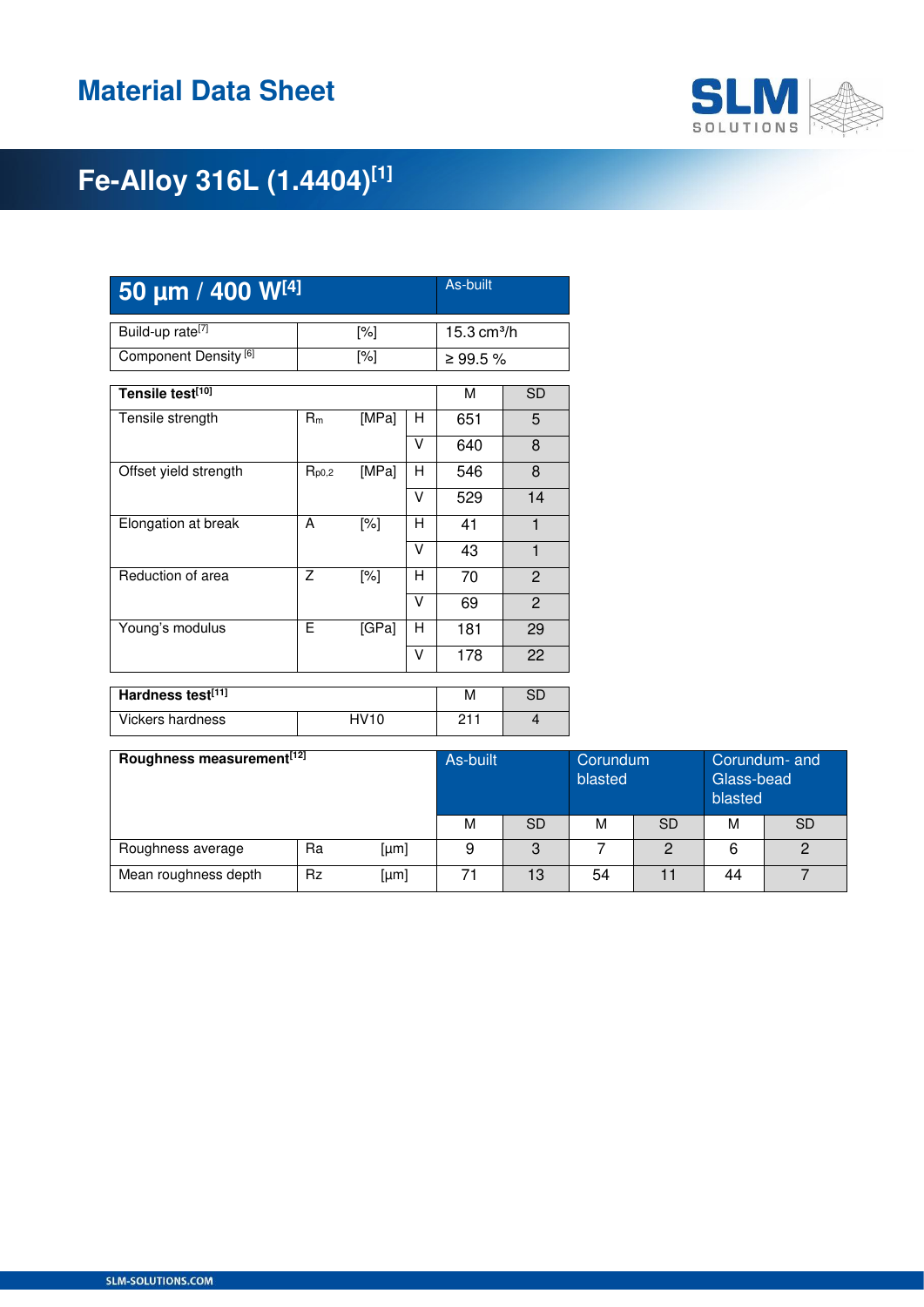# Material Data Sheet

## Fe-Alloy 316L (1.4404)[1]

| 50 µm / 400 W[4] | | As-built |
|---|---|---|
| Build-up rate[7] | [%] | 15.3 cm³/h |
| Component Density [6] | [%] | ≥ 99.5 % |

| Tensile test[10] | | | | M | SD |
|---|---|---|---|---|---|
| Tensile strength | $R_m$ | [MPa] | H | 651 | 5 |
| | | | V | 640 | 8 |
| Offset yield strength | $R_{p0,2}$ | [MPa] | H | 546 | 8 |
| | | | V | 529 | 14 |
| Elongation at break | A | [%] | H | 41 | 1 |
| | | | V | 43 | 1 |
| Reduction of area | Z | [%] | H | 70 | 2 |
| | | | V | 69 | 2 |
| Young's modulus | E | [GPa] | H | 181 | 29 |
| | | | V | 178 | 22 |

| Hardness test[11] | | M | SD |
|---|---|---|---|
| Vickers hardness | HV10 | 211 | 4 |

| Roughness measurement[12] | | | As-built | | Corundum blasted | | Corundum- and Glass-bead blasted | |
|---|---|---|---|---|---|---|---|---|
| | | | M | SD | M | SD | M | SD |
| Roughness average | Ra | [µm] | 9 | 3 | 7 | 2 | 6 | 2 |
| Mean roughness depth | Rz | [µm] | 71 | 13 | 54 | 11 | 44 | 7 |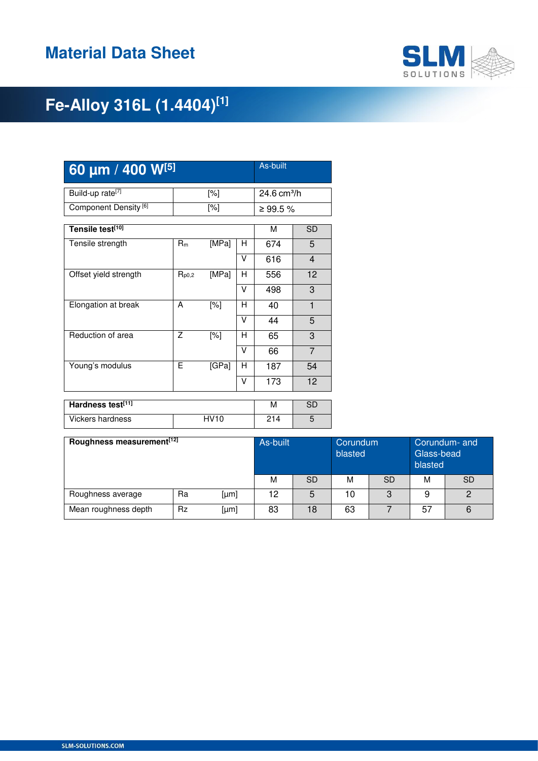# Material Data Sheet

## Fe-Alloy 316L (1.4404)[1]

| 60 µm / 400 W[5] | | As-built |
|---|---|---|
| Build-up rate[7] | [%] | 24.6 cm³/h |
| Component Density[6] | [%] | ≥ 99.5 % |

| Tensile test[10] | | | | M | SD |
|---|---|---|---|---|---|
| Tensile strength | $R_m$ | [MPa] | H | 674 | 5 |
| | | | V | 616 | 4 |
| Offset yield strength | $R_{p0,2}$ | [MPa] | H | 556 | 12 |
| | | | V | 498 | 3 |
| Elongation at break | A | [%] | H | 40 | 1 |
| | | | V | 44 | 5 |
| Reduction of area | Z | [%] | H | 65 | 3 |
| | | | V | 66 | 7 |
| Young's modulus | E | [GPa] | H | 187 | 54 |
| | | | V | 173 | 12 |

| Hardness test[11] | | M | SD |
|---|---|---|---|
| Vickers hardness | HV10 | 214 | 5 |

| Roughness measurement[12] | | | As-built | | Corundum blasted | | Corundum- and Glass-bead blasted | |
|---|---|---|---|---|---|---|---|---|
| | | | M | SD | M | SD | M | SD |
| Roughness average | Ra | [µm] | 12 | 5 | 10 | 3 | 9 | 2 |
| Mean roughness depth | Rz | [µm] | 83 | 18 | 63 | 7 | 57 | 6 |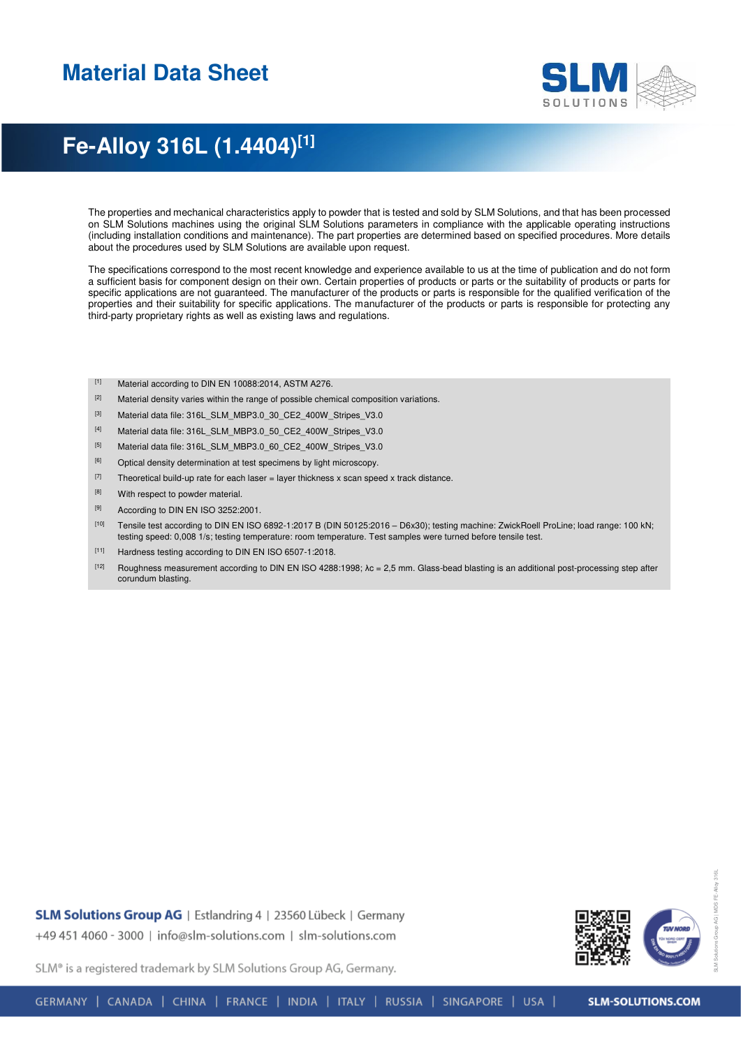# Material Data Sheet

## Fe-Alloy 316L (1.4404)[1]

The properties and mechanical characteristics apply to powder that is tested and sold by SLM Solutions, and that has been processed on SLM Solutions machines using the original SLM Solutions parameters in compliance with the applicable operating instructions (including installation conditions and maintenance). The part properties are determined based on specified procedures. More details about the procedures used by SLM Solutions are available upon request.

The specifications correspond to the most recent knowledge and experience available to us at the time of publication and do not form a sufficient basis for component design on their own. Certain properties of products or parts or the suitability of products or parts for specific applications are not guaranteed. The manufacturer of the products or parts is responsible for the qualified verification of the properties and their suitability for specific applications. The manufacturer of the products or parts is responsible for protecting any third-party proprietary rights as well as existing laws and regulations.

[1] Material according to DIN EN 10088:2014, ASTM A276.

[2] Material density varies within the range of possible chemical composition variations.

[3] Material data file: 316L_SLM_MBP3.0_30_CE2_400W_Stripes_V3.0

[4] Material data file: 316L_SLM_MBP3.0_50_CE2_400W_Stripes_V3.0

[5] Material data file: 316L_SLM_MBP3.0_60_CE2_400W_Stripes_V3.0

[6] Optical density determination at test specimens by light microscopy.

[7] Theoretical build-up rate for each laser = layer thickness x scan speed x track distance.

[8] With respect to powder material.

[9] According to DIN EN ISO 3252:2001.

[10] Tensile test according to DIN EN ISO 6892-1:2017 B (DIN 50125:2016 – D6x30); testing machine: ZwickRoell ProLine; load range: 100 kN; testing speed: 0,008 1/s; testing temperature: room temperature. Test samples were turned before tensile test.

[11] Hardness testing according to DIN EN ISO 6507-1:2018.

[12] Roughness measurement according to DIN EN ISO 4288:1998; λc = 2,5 mm. Glass-bead blasting is an additional post-processing step after corundum blasting.

**SLM Solutions Group AG** | Estlandring 4 | 23560 Lübeck | Germany
+49 451 4060 - 3000 | info@slm-solutions.com | slm-solutions.com

SLM® is a registered trademark by SLM Solutions Group AG, Germany.

GERMANY | CANADA | CHINA | FRANCE | INDIA | ITALY | RUSSIA | SINGAPORE | USA | SLM-SOLUTIONS.COM